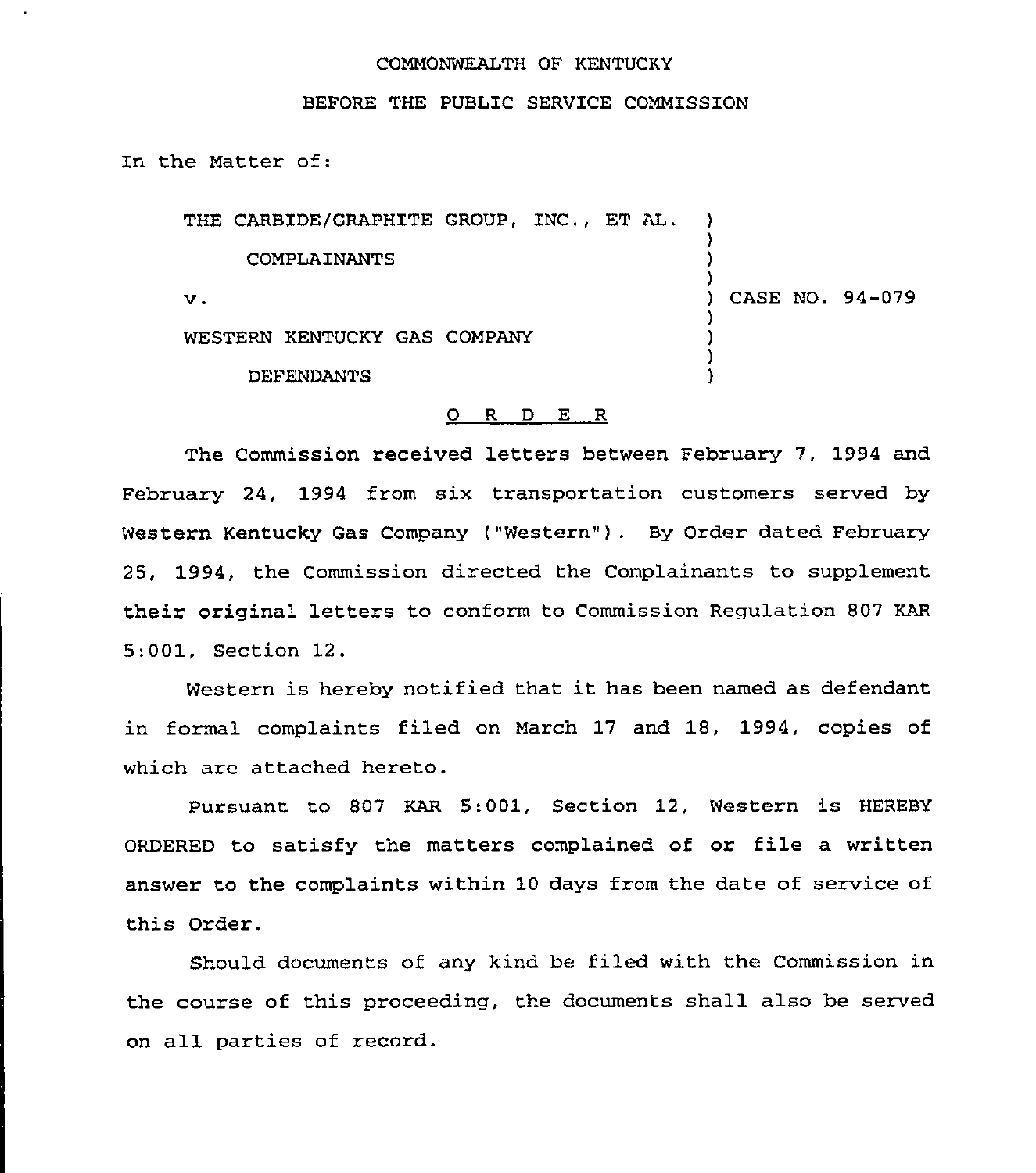COMMONWEALTH OF KENTUCKY

BEFORE THE PUBLIC SERVICE COMMISSION

In the Matter of:

THE CARBIDE/GRAPHITE GROUP, INC., ET AL.

COMPLAINANTS

v.

WESTERN KENTUCKY GAS COMPANY

DEFENDANTS

CASE NO. 94-079

O R D E R

The Commission received letters between February 7, 1994 and February 24, 1994 from six transportation customers served by Western Kentucky Gas Company ("Western"). By Order dated February 25, 1994, the Commission directed the Complainants to supplement their original letters to conform to Commission Regulation 807 KAR 5:001, Section 12.

Western is hereby notified that it has been named as defendant in formal complaints filed on March 17 and 18, 1994, copies of which are attached hereto.

Pursuant to 807 KAR 5:001, Section 12, Western is HEREBY ORDERED to satisfy the matters complained of or file a written answer to the complaints within 10 days from the date of service of this Order.

Should documents of any kind be filed with the Commission in the course of this proceeding, the documents shall also be served on all parties of record.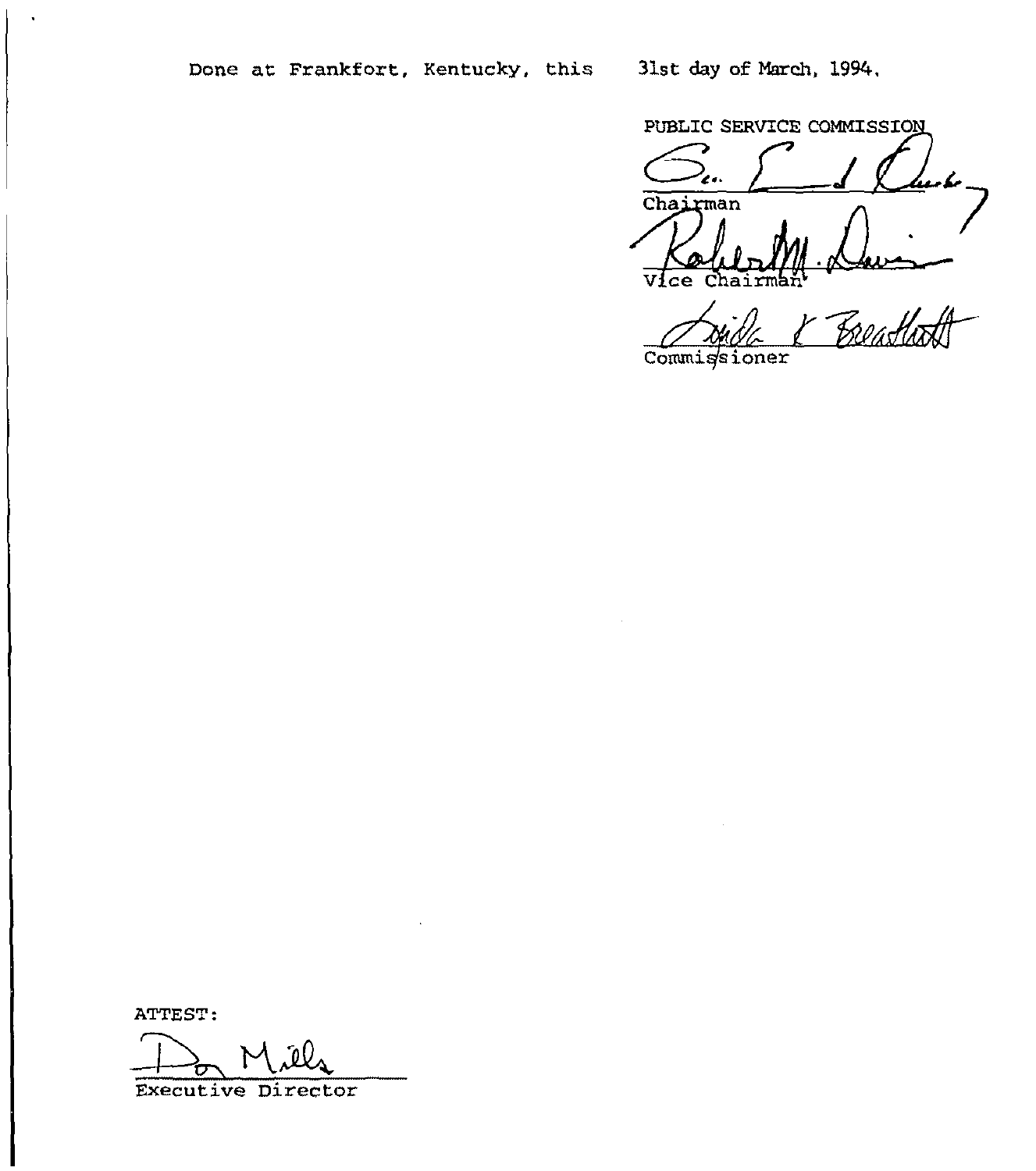Done at Frankfort, Kentucky, this 31st day of March, 1994.

PUBLIC SERVICE COMMISSION

Chairman

Vice Chairman

Commissioner

ATTEST:

Executive Director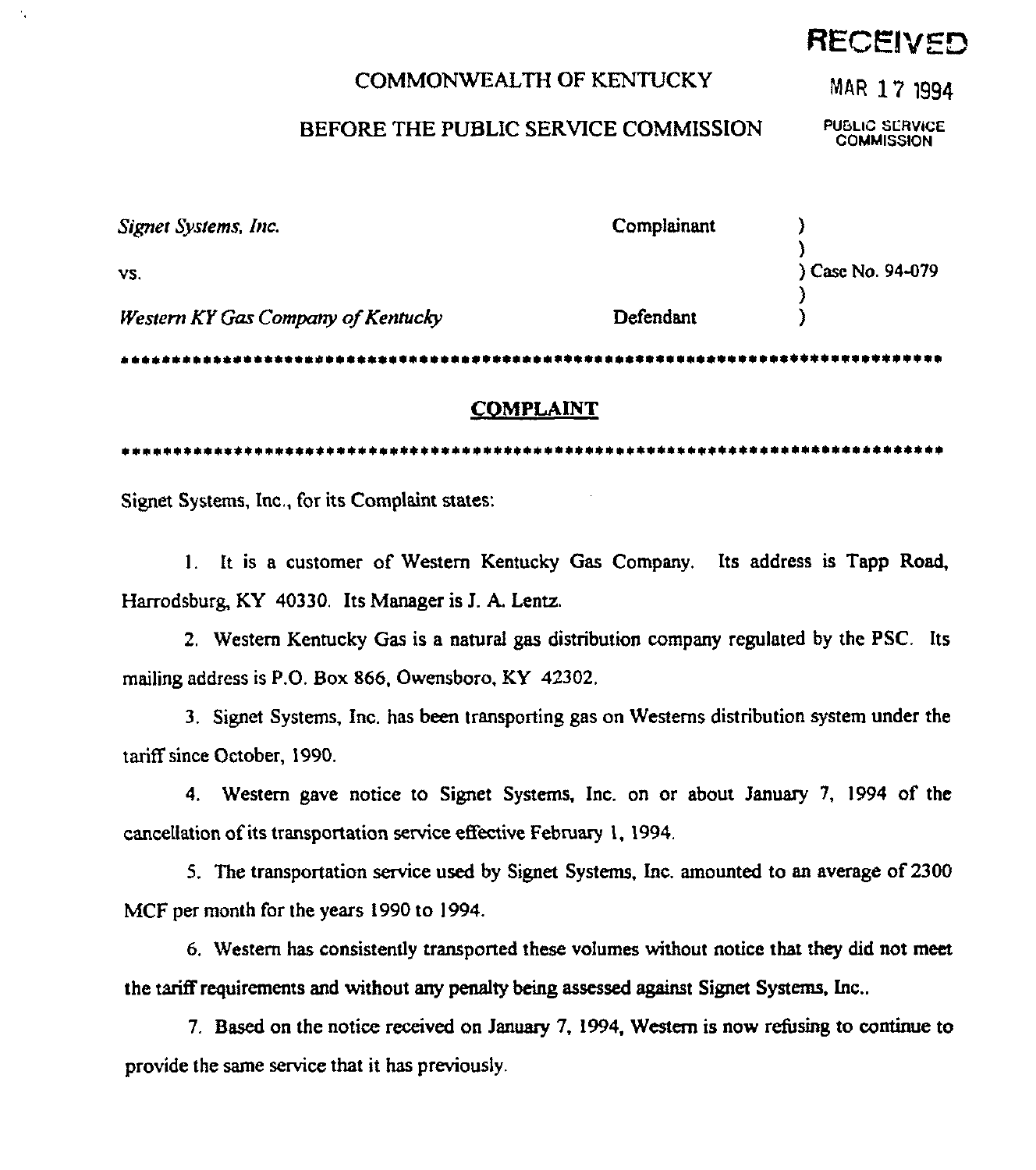**RECEIVED**

MAR 17 1994

PUBLIC SERVICE COMMISSION

COMMONWEALTH OF KENTUCKY

BEFORE THE PUBLIC SERVICE COMMISSION

| | | |
|---|---|---|
| *Signet Systems, Inc.* | Complainant | ) |
| | | ) |
| vs. | | ) Case No. 94-079 |
| | | ) |
| *Western KY Gas Company of Kentucky* | Defendant | ) |

\*\*\*\*\*\*\*\*\*\*\*\*\*\*\*\*\*\*\*\*\*\*\*\*\*\*\*\*\*\*\*\*\*\*\*\*\*\*\*\*\*\*\*\*\*\*\*\*\*\*\*\*\*\*\*\*\*\*\*\*\*\*\*\*\*\*\*\*\*\*\*\*\*\*\*\*\*\*\*\*

## COMPLAINT

\*\*\*\*\*\*\*\*\*\*\*\*\*\*\*\*\*\*\*\*\*\*\*\*\*\*\*\*\*\*\*\*\*\*\*\*\*\*\*\*\*\*\*\*\*\*\*\*\*\*\*\*\*\*\*\*\*\*\*\*\*\*\*\*\*\*\*\*\*\*\*\*\*\*\*\*\*\*\*\*

Signet Systems, Inc., for its Complaint states:

1. It is a customer of Western Kentucky Gas Company. Its address is Tapp Road, Harrodsburg, KY 40330. Its Manager is J. A. Lentz.

2. Western Kentucky Gas is a natural gas distribution company regulated by the PSC. Its mailing address is P.O. Box 866, Owensboro, KY 42302.

3. Signet Systems, Inc. has been transporting gas on Westerns distribution system under the tariff since October, 1990.

4. Western gave notice to Signet Systems, Inc. on or about January 7, 1994 of the cancellation of its transportation service effective February 1, 1994.

5. The transportation service used by Signet Systems, Inc. amounted to an average of 2300 MCF per month for the years 1990 to 1994.

6. Western has consistently transported these volumes without notice that they did not meet the tariff requirements and without any penalty being assessed against Signet Systems, Inc..

7. Based on the notice received on January 7, 1994, Western is now refusing to continue to provide the same service that it has previously.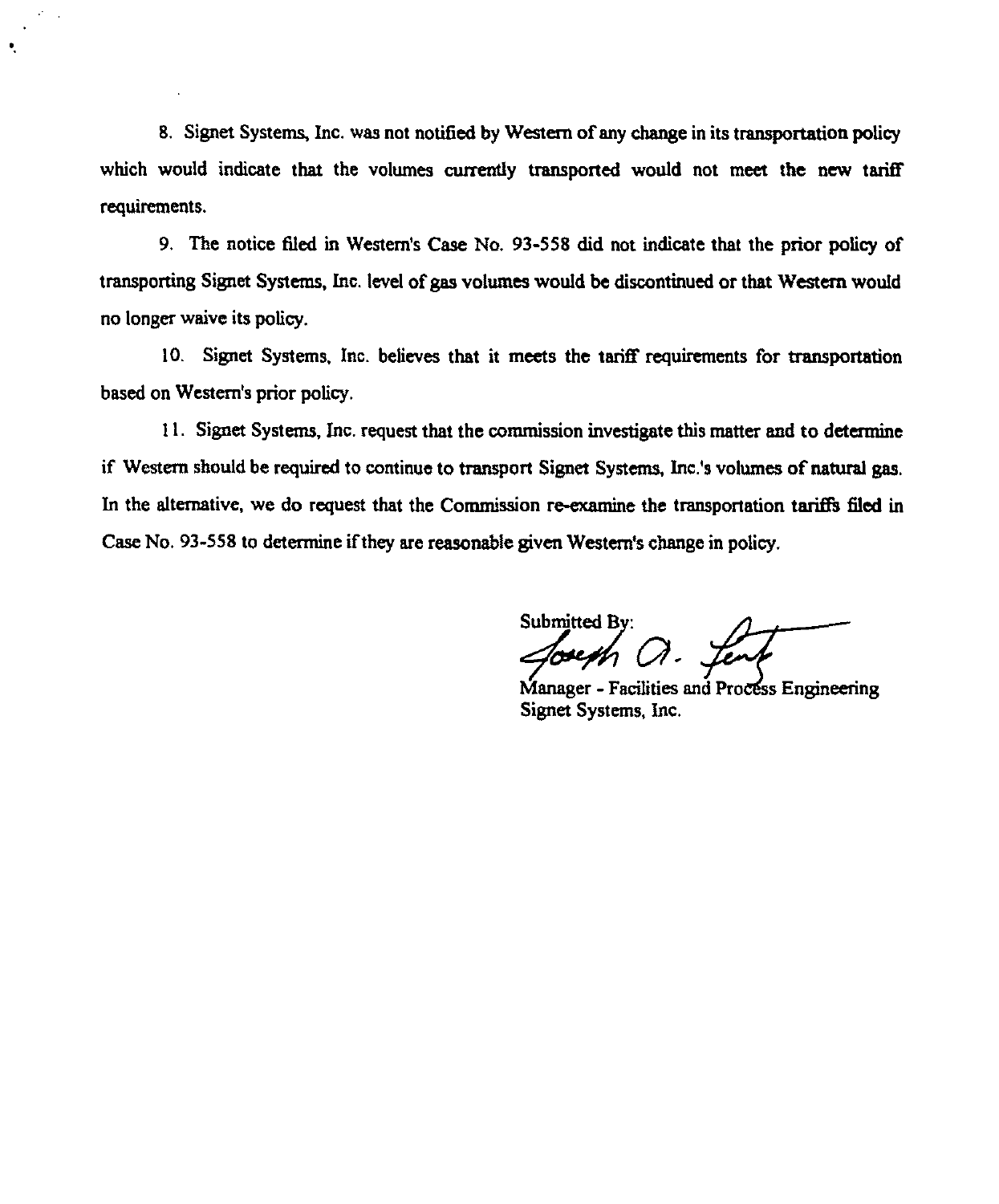8. Signet Systems, Inc. was not notified by Western of any change in its transportation policy which would indicate that the volumes currently transported would not meet the new tariff requirements.

9. The notice filed in Western's Case No. 93-558 did not indicate that the prior policy of transporting Signet Systems, Inc. level of gas volumes would be discontinued or that Western would no longer waive its policy.

10. Signet Systems, Inc. believes that it meets the tariff requirements for transportation based on Western's prior policy.

11. Signet Systems, Inc. request that the commission investigate this matter and to determine if Western should be required to continue to transport Signet Systems, Inc.'s volumes of natural gas. In the alternative, we do request that the Commission re-examine the transportation tariffs filed in Case No. 93-558 to determine if they are reasonable given Western's change in policy.

Submitted By:

Joseph A. Fent

Manager - Facilities and Process Engineering
Signet Systems, Inc.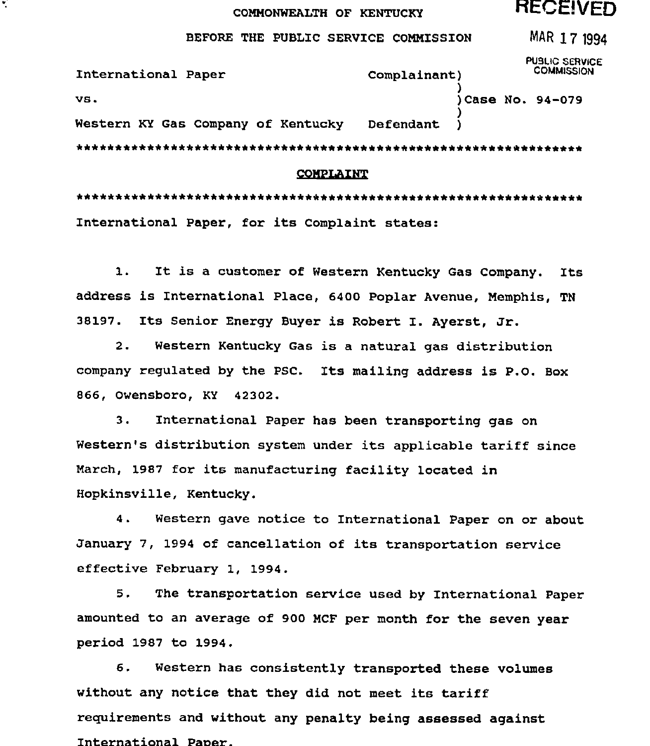COMMONWEALTH OF KENTUCKY

BEFORE THE PUBLIC SERVICE COMMISSION

RECEIVED

MAR 17 1994

PUBLIC SERVICE COMMISSION

| | | |
|---|---|---|
| International Paper | Complainant) | |
| | ) | |
| vs. | ) | Case No. 94-079 |
| | ) | |
| Western KY Gas Company of Kentucky | Defendant ) | |

*****************************************************************

## COMPLAINT

*****************************************************************

International Paper, for its Complaint states:

1. It is a customer of Western Kentucky Gas Company. Its address is International Place, 6400 Poplar Avenue, Memphis, TN 38197. Its Senior Energy Buyer is Robert I. Ayerst, Jr.

2. Western Kentucky Gas is a natural gas distribution company regulated by the PSC. Its mailing address is P.O. Box 866, Owensboro, KY 42302.

3. International Paper has been transporting gas on Western's distribution system under its applicable tariff since March, 1987 for its manufacturing facility located in Hopkinsville, Kentucky.

4. Western gave notice to International Paper on or about January 7, 1994 of cancellation of its transportation service effective February 1, 1994.

5. The transportation service used by International Paper amounted to an average of 900 MCF per month for the seven year period 1987 to 1994.

6. Western has consistently transported these volumes without any notice that they did not meet its tariff requirements and without any penalty being assessed against International Paper.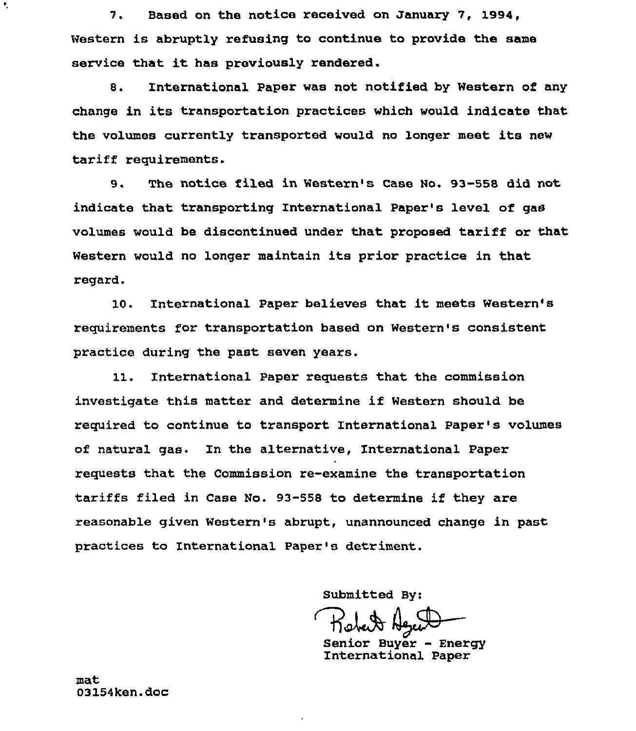7. Based on the notice received on January 7, 1994, Western is abruptly refusing to continue to provide the same service that it has previously rendered.

8. International Paper was not notified by Western of any change in its transportation practices which would indicate that the volumes currently transported would no longer meet its new tariff requirements.

9. The notice filed in Western's Case No. 93-558 did not indicate that transporting International Paper's level of gas volumes would be discontinued under that proposed tariff or that Western would no longer maintain its prior practice in that regard.

10. International Paper believes that it meets Western's requirements for transportation based on Western's consistent practice during the past seven years.

11. International Paper requests that the commission investigate this matter and determine if Western should be required to continue to transport International Paper's volumes of natural gas. In the alternative, International Paper requests that the Commission re-examine the transportation tariffs filed in Case No. 93-558 to determine if they are reasonable given Western's abrupt, unannounced change in past practices to International Paper's detriment.

Submitted By:

Robert Agent

Senior Buyer - Energy
International Paper

mat
03154ken.doc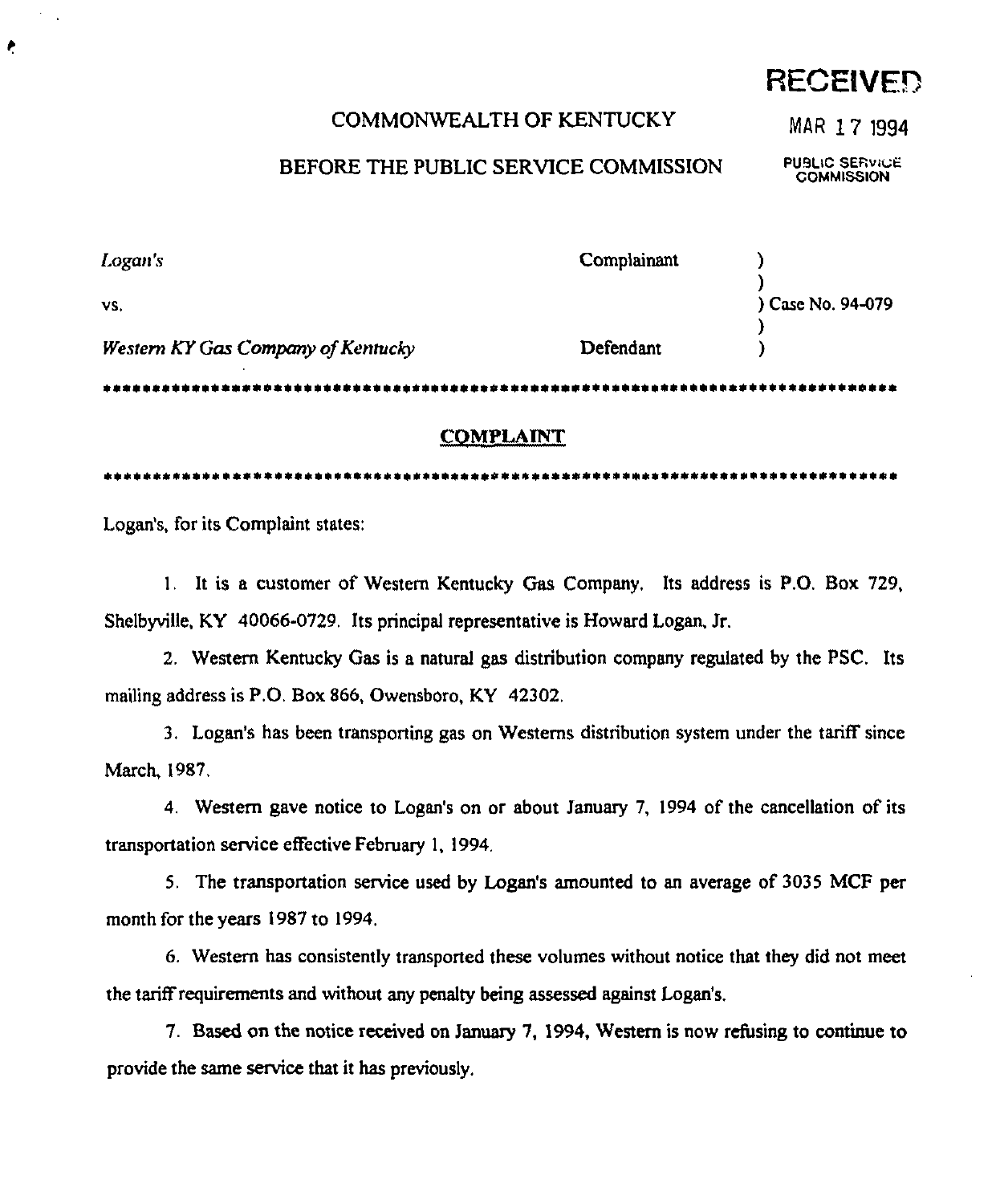**RECEIVED**

MAR 17 1994

PUBLIC SERVICE COMMISSION

COMMONWEALTH OF KENTUCKY

BEFORE THE PUBLIC SERVICE COMMISSION

| | | | |
|---|---|---|---|
| *Logan's* | Complainant | ) | |
| | | ) | |
| vs. | | ) Case No. 94-079 | |
| | | ) | |
| *Western KY Gas Company of Kentucky* | Defendant | ) | |

\*\*\*\*\*\*\*\*\*\*\*\*\*\*\*\*\*\*\*\*\*\*\*\*\*\*\*\*\*\*\*\*\*\*\*\*\*\*\*\*\*\*\*\*\*\*\*\*\*\*\*\*\*\*\*\*\*\*\*\*\*\*\*\*\*\*\*\*\*\*\*\*\*\*\*\*\*\*\*\*\*\*\*\*

## COMPLAINT

\*\*\*\*\*\*\*\*\*\*\*\*\*\*\*\*\*\*\*\*\*\*\*\*\*\*\*\*\*\*\*\*\*\*\*\*\*\*\*\*\*\*\*\*\*\*\*\*\*\*\*\*\*\*\*\*\*\*\*\*\*\*\*\*\*\*\*\*\*\*\*\*\*\*\*\*\*\*\*\*\*\*\*\*

Logan's, for its Complaint states:

1. It is a customer of Western Kentucky Gas Company. Its address is P.O. Box 729, Shelbyville, KY 40066-0729. Its principal representative is Howard Logan, Jr.

2. Western Kentucky Gas is a natural gas distribution company regulated by the PSC. Its mailing address is P.O. Box 866, Owensboro, KY 42302.

3. Logan's has been transporting gas on Westerns distribution system under the tariff since March, 1987.

4. Western gave notice to Logan's on or about January 7, 1994 of the cancellation of its transportation service effective February 1, 1994.

5. The transportation service used by Logan's amounted to an average of 3035 MCF per month for the years 1987 to 1994.

6. Western has consistently transported these volumes without notice that they did not meet the tariff requirements and without any penalty being assessed against Logan's.

7. Based on the notice received on January 7, 1994, Western is now refusing to continue to provide the same service that it has previously.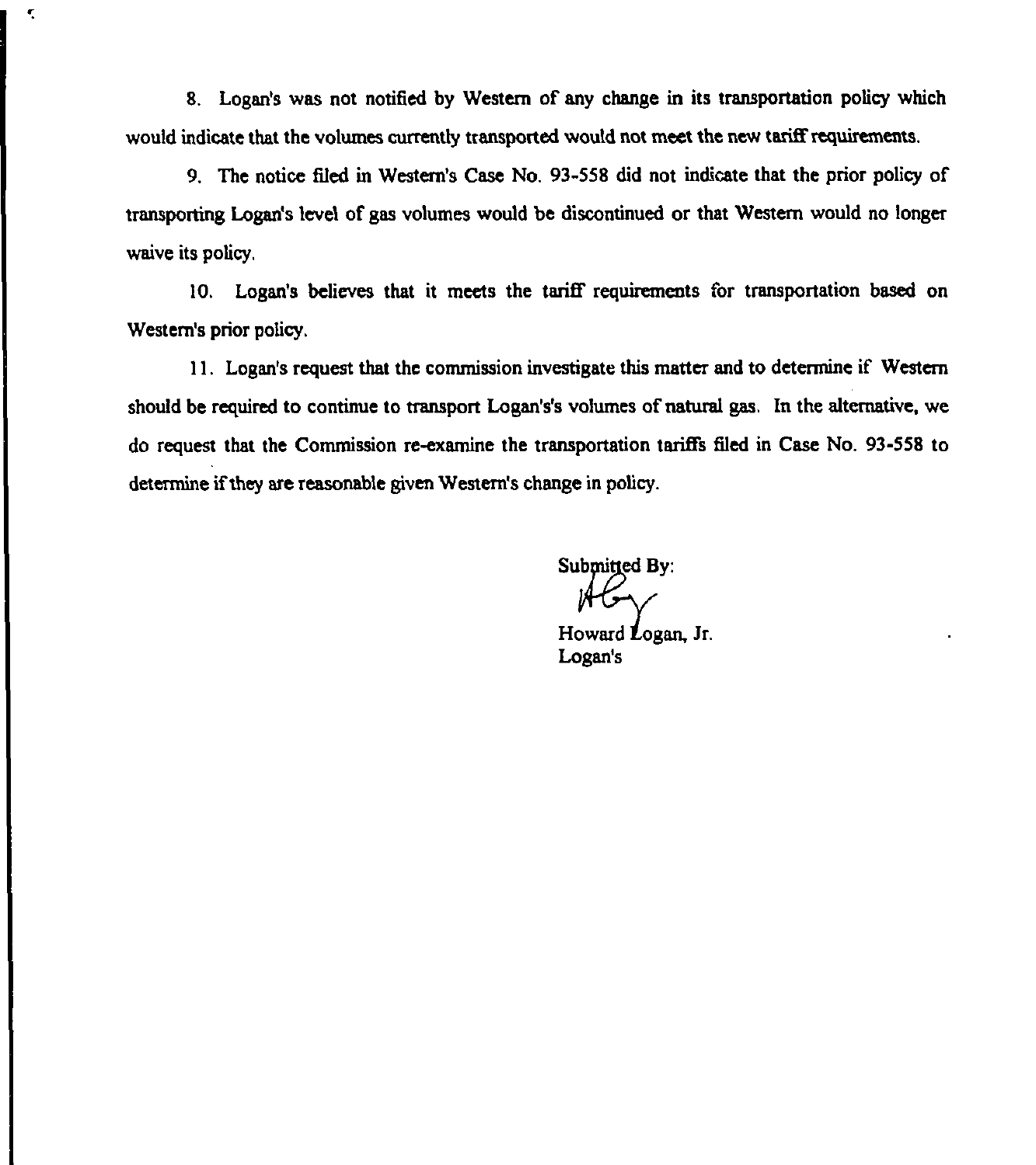8. Logan's was not notified by Western of any change in its transportation policy which would indicate that the volumes currently transported would not meet the new tariff requirements.

9. The notice filed in Western's Case No. 93-558 did not indicate that the prior policy of transporting Logan's level of gas volumes would be discontinued or that Western would no longer waive its policy.

10. Logan's believes that it meets the tariff requirements for transportation based on Western's prior policy.

11. Logan's request that the commission investigate this matter and to determine if Western should be required to contimue to transport Logan's's volumes of natural gas. In the alternative, we do request that the Commission re-examine the transportation tariffs filed in Case No. 93-558 to determine if they are reasonable given Western's change in policy.

Submitted By:

Howard Logan, Jr.
Logan's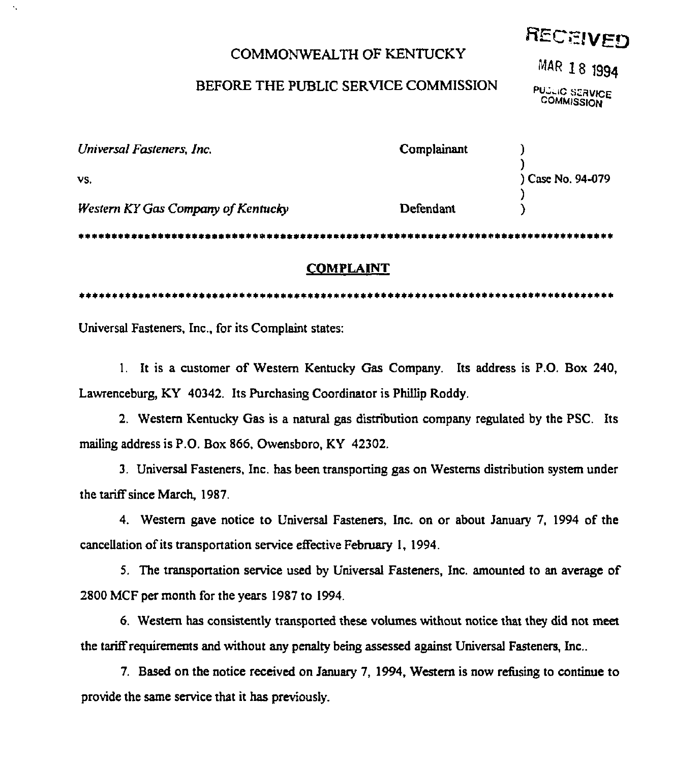RECEIVED

MAR 18 1994

PUBLIC SERVICE COMMISSION

COMMONWEALTH OF KENTUCKY

BEFORE THE PUBLIC SERVICE COMMISSION

| | | |
|---|---|---|
| *Universal Fasteners, Inc.* | Complainant | ) |
| | | ) |
| vs. | | ) Case No. 94-079 |
| | | ) |
| *Western KY Gas Company of Kentucky* | Defendant | ) |

**************************************************************************************

## COMPLAINT

**************************************************************************************

Universal Fasteners, Inc., for its Complaint states:

1. It is a customer of Western Kentucky Gas Company. Its address is P.O. Box 240, Lawrenceburg, KY 40342. Its Purchasing Coordinator is Phillip Roddy.

2. Western Kentucky Gas is a natural gas distribution company regulated by the PSC. Its mailing address is P.O. Box 866, Owensboro, KY 42302.

3. Universal Fasteners, Inc. has been transporting gas on Westerns distribution system under the tariff since March, 1987.

4. Western gave notice to Universal Fasteners, Inc. on or about January 7, 1994 of the cancellation of its transportation service effective February 1, 1994.

5. The transportation service used by Universal Fasteners, Inc. amounted to an average of 2800 MCF per month for the years 1987 to 1994.

6. Western has consistently transported these volumes without notice that they did not meet the tariff requirements and without any penalty being assessed against Universal Fasteners, Inc..

7. Based on the notice received on January 7, 1994, Western is now refusing to continue to provide the same service that it has previously.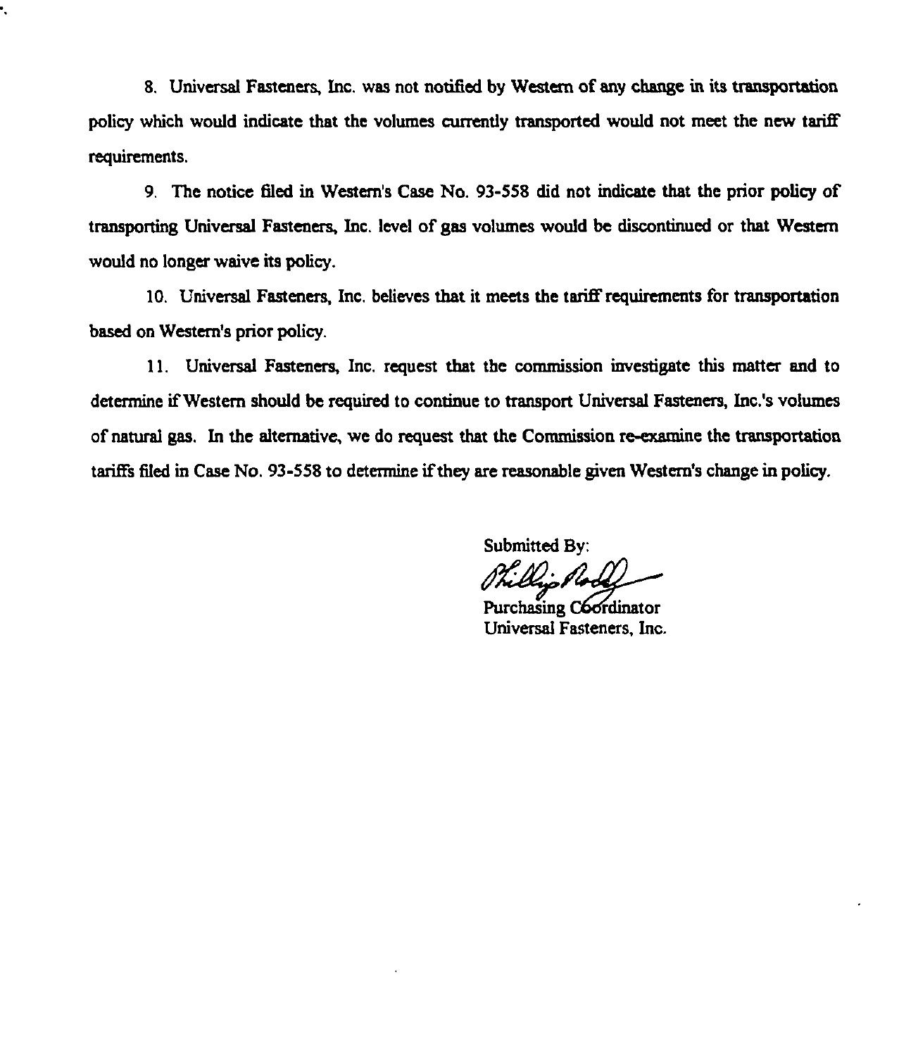8. Universal Fasteners, Inc. was not notified by Western of any change in its transportation policy which would indicate that the volumes currently transported would not meet the new tariff requirements.

9. The notice filed in Western's Case No. 93-558 did not indicate that the prior policy of transporting Universal Fasteners, Inc. level of gas volumes would be discontinued or that Western would no longer waive its policy.

10. Universal Fasteners, Inc. believes that it meets the tariff requirements for transportation based on Western's prior policy.

11. Universal Fasteners, Inc. request that the commission investigate this matter and to determine if Western should be required to continue to transport Universal Fasteners, Inc.'s volumes of natural gas. In the alternative, we do request that the Commission re-examine the transportation tariffs filed in Case No. 93-558 to determine if they are reasonable given Western's change in policy.

Submitted By:

Phillip Rodd

Purchasing Coordinator
Universal Fasteners, Inc.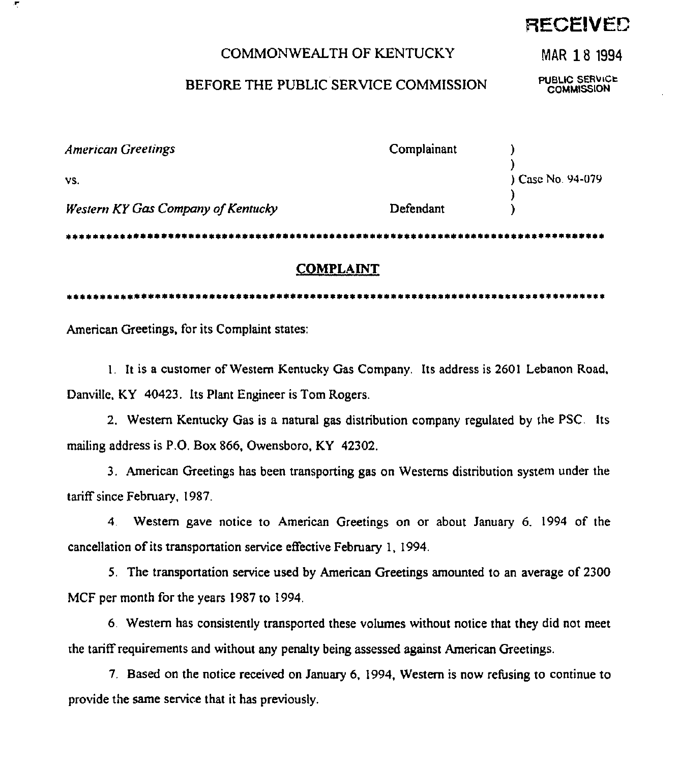**RECEIVED**

MAR 18 1994

PUBLIC SERVICE COMMISSION

COMMONWEALTH OF KENTUCKY

BEFORE THE PUBLIC SERVICE COMMISSION

| | | |
|---|---|---|
| *American Greetings* | Complainant | ) |
| | | ) |
| vs. | | ) Case No. 94-079 |
| | | ) |
| *Western KY Gas Company of Kentucky* | Defendant | ) |

**************************************************************************************

## COMPLAINT

**************************************************************************************

American Greetings, for its Complaint states:

1. It is a customer of Western Kentucky Gas Company. Its address is 2601 Lebanon Road, Danville, KY 40423. Its Plant Engineer is Tom Rogers.

2. Western Kentucky Gas is a natural gas distribution company regulated by the PSC. Its mailing address is P.O. Box 866, Owensboro, KY 42302.

3. American Greetings has been transporting gas on Westerns distribution system under the tariff since February, 1987.

4. Western gave notice to American Greetings on or about January 6. 1994 of the cancellation of its transportation service effective February 1, 1994.

5. The transportation service used by American Greetings amounted to an average of 2300 MCF per month for the years 1987 to 1994.

6. Western has consistently transported these volumes without notice that they did not meet the tariff requirements and without any penalty being assessed against American Greetings.

7. Based on the notice received on January 6, 1994, Western is now refusing to continue to provide the same service that it has previously.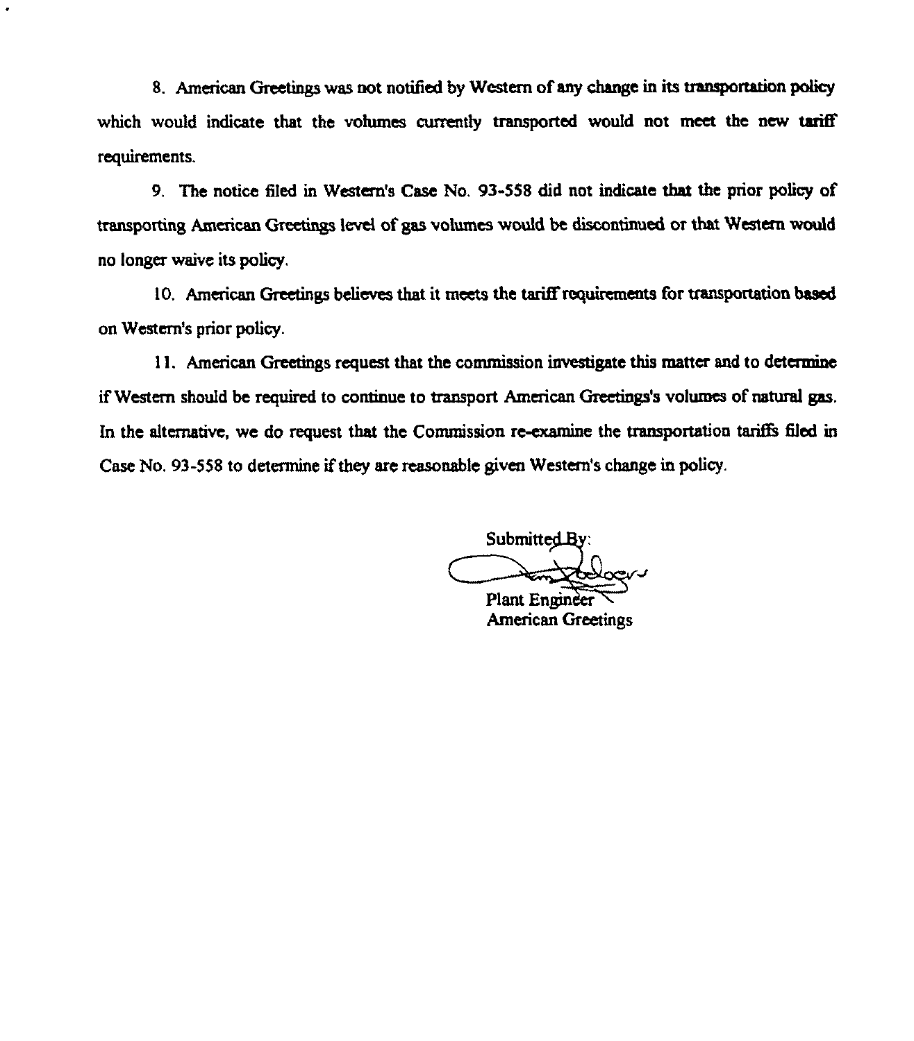8. American Greetings was not notified by Western of any change in its transportation policy which would indicate that the volumes currently transported would not meet the new tariff requirements.

9. The notice filed in Western's Case No. 93-558 did not indicate that the prior policy of transporting American Greetings level of gas volumes would be discontinued or that Western would no longer waive its policy.

10. American Greetings believes that it meets the tariff requirements for transportation based on Western's prior policy.

11. American Greetings request that the commission investigate this matter and to determine if Western should be required to continue to transport American Greetings's volumes of natural gas. In the alternative, we do request that the Commission re-examine the transportation tariffs filed in Case No. 93-558 to determine if they are reasonable given Western's change in policy.

Submitted By:

Plant Engineer
American Greetings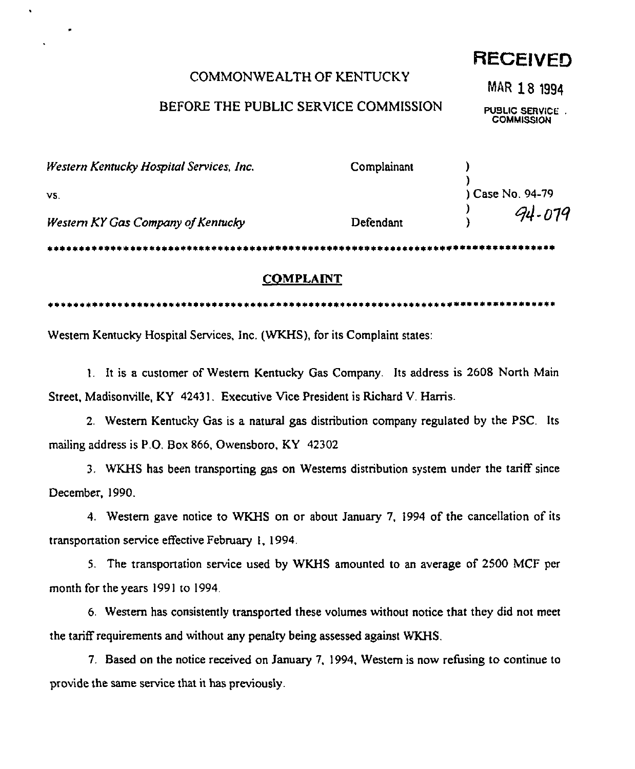COMMONWEALTH OF KENTUCKY

BEFORE THE PUBLIC SERVICE COMMISSION

**RECEIVED**

MAR 18 1994

PUBLIC SERVICE COMMISSION

| | | |
|---|---|---|
| *Western Kentucky Hospital Services, Inc.* | Complainant | ) |
| | | ) |
| vs. | | ) Case No. 94-79 |
| | | ) 94-079 |
| *Western KY Gas Company of Kentucky* | Defendant | ) |

\*\*\*\*\*\*\*\*\*\*\*\*\*\*\*\*\*\*\*\*\*\*\*\*\*\*\*\*\*\*\*\*\*\*\*\*\*\*\*\*\*\*\*\*\*\*\*\*\*\*\*\*\*\*\*\*\*\*\*\*\*\*\*\*\*\*\*\*\*\*\*\*\*\*\*\*\*\*\*\*\*\*

## COMPLAINT

\*\*\*\*\*\*\*\*\*\*\*\*\*\*\*\*\*\*\*\*\*\*\*\*\*\*\*\*\*\*\*\*\*\*\*\*\*\*\*\*\*\*\*\*\*\*\*\*\*\*\*\*\*\*\*\*\*\*\*\*\*\*\*\*\*\*\*\*\*\*\*\*\*\*\*\*\*\*\*\*\*\*

Western Kentucky Hospital Services, Inc. (WKHS), for its Complaint states:

1. It is a customer of Western Kentucky Gas Company. Its address is 2608 North Main Street, Madisonville, KY 42431. Executive Vice President is Richard V. Harris.

2. Western Kentucky Gas is a natural gas distribution company regulated by the PSC. Its mailing address is P.O. Box 866, Owensboro, KY 42302

3. WKHS has been transporting gas on Westerns distribution system under the tariff since December, 1990.

4. Western gave notice to WKHS on or about January 7, 1994 of the cancellation of its transportation service effective February 1, 1994.

5. The transportation service used by WKHS amounted to an average of 2500 MCF per month for the years 1991 to 1994.

6. Western has consistently transported these volumes without notice that they did not meet the tariff requirements and without any penalty being assessed against WKHS.

7. Based on the notice received on January 7, 1994, Western is now refusing to continue to provide the same service that it has previously.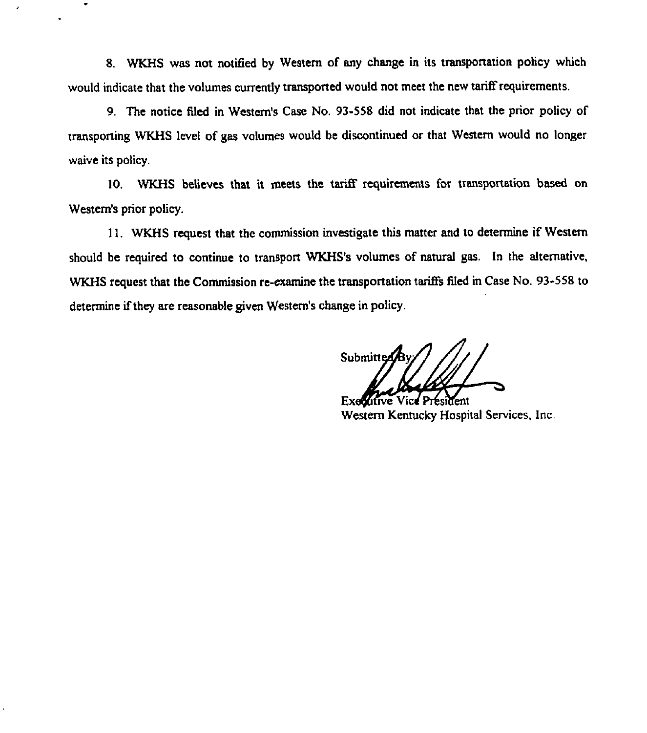8. WKHS was not notified by Western of any change in its transportation policy which would indicate that the volumes currently transported would not meet the new tariff requirements.

9. The notice filed in Western's Case No. 93-558 did not indicate that the prior policy of transporting WKHS level of gas volumes would be discontinued or that Western would no longer waive its policy.

10. WKHS believes that it meets the tariff requirements for transportation based on Western's prior policy.

11. WKHS request that the commission investigate this matter and to determine if Western should be required to continue to transport WKHS's volumes of natural gas. In the alternative, WKHS request that the Commission re-examine the transportation tariffs filed in Case No. 93-558 to determine if they are reasonable given Western's change in policy.

Submitted By:

Executive Vice President
Western Kentucky Hospital Services, Inc.